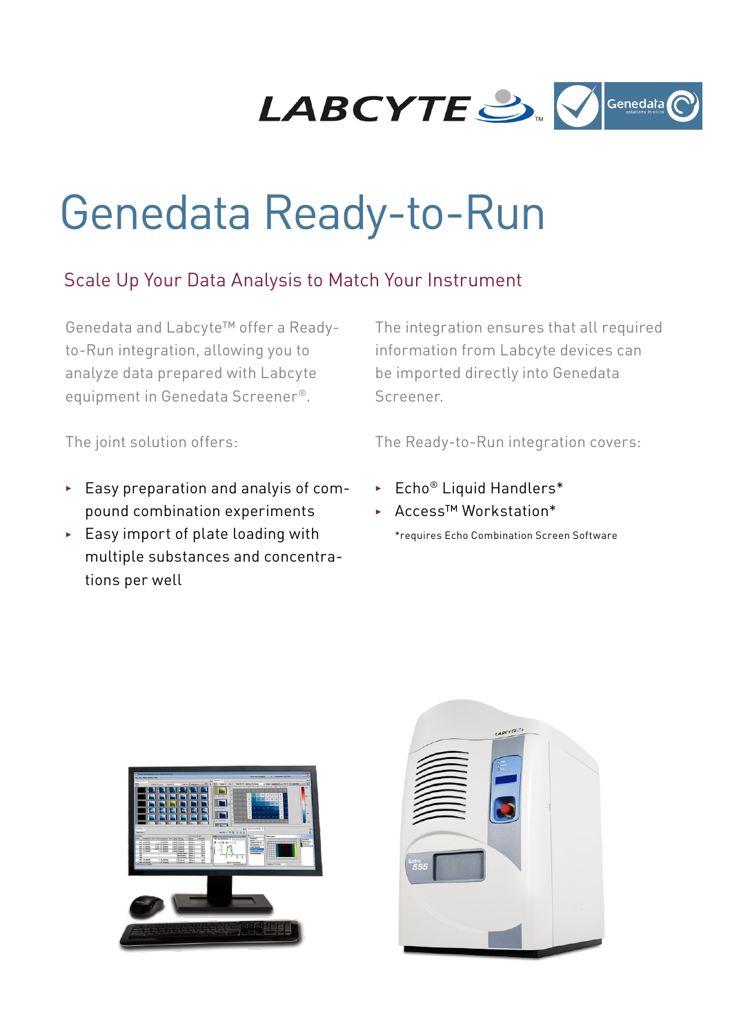# Genedata Ready-to-Run

## Scale Up Your Data Analysis to Match Your Instrument

Genedata and Labcyte™ offer a Ready-to-Run integration, allowing you to analyze data prepared with Labcyte equipment in Genedata Screener®.

The joint solution offers:

- Easy preparation and analysis of compound combination experiments
- Easy import of plate loading with multiple substances and concentrations per well

The integration ensures that all required information from Labcyte devices can be imported directly into Genedata Screener.

The Ready-to-Run integration covers:

- Echo® Liquid Handlers*
- Access™ Workstation*

*requires Echo Combination Screen Software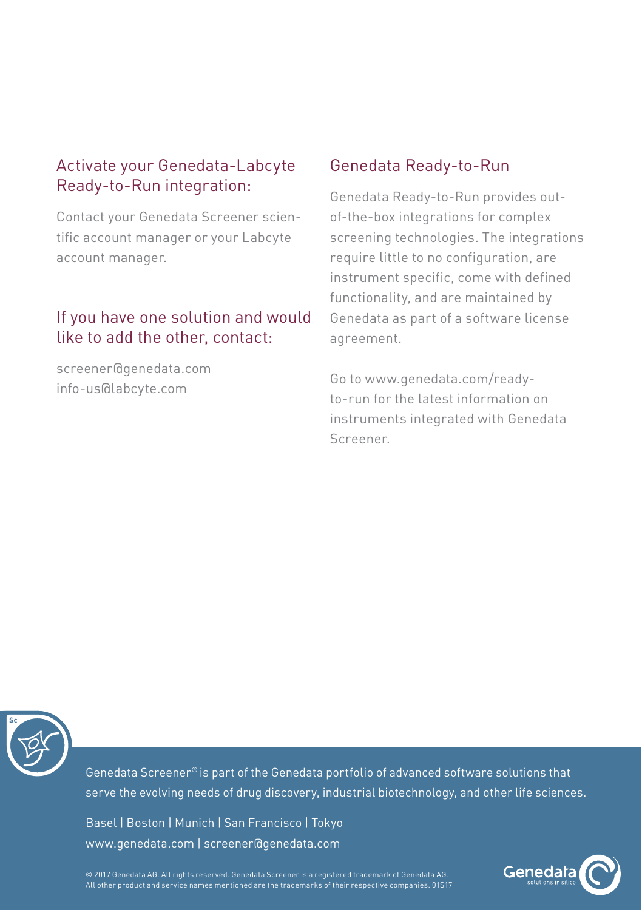## Activate your Genedata-Labcyte Ready-to-Run integration:

Contact your Genedata Screener scientific account manager or your Labcyte account manager.

## If you have one solution and would like to add the other, contact:

screener@genedata.com
info-us@labcyte.com

## Genedata Ready-to-Run

Genedata Ready-to-Run provides out-of-the-box integrations for complex screening technologies. The integrations require little to no configuration, are instrument specific, come with defined functionality, and are maintained by Genedata as part of a software license agreement.

Go to www.genedata.com/ready-to-run for the latest information on instruments integrated with Genedata Screener.

Genedata Screener® is part of the Genedata portfolio of advanced software solutions that serve the evolving needs of drug discovery, industrial biotechnology, and other life sciences.

Basel | Boston | Munich | San Francisco | Tokyo
www.genedata.com | screener@genedata.com

© 2017 Genedata AG. All rights reserved. Genedata Screener is a registered trademark of Genedata AG. All other product and service names mentioned are the trademarks of their respective companies. 01S17